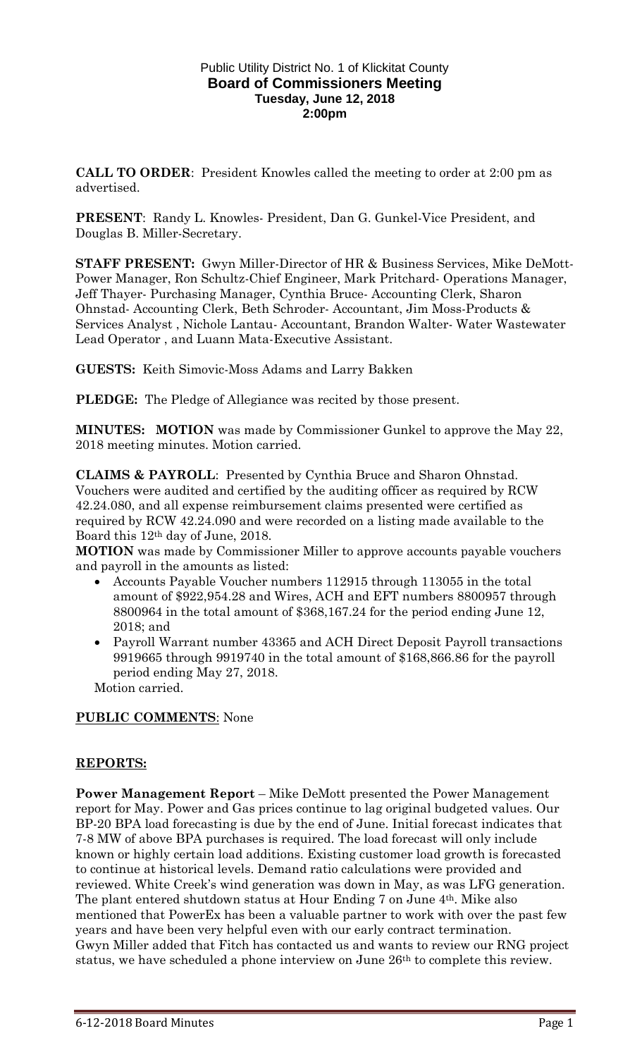# Public Utility District No. 1 of Klickitat County
## Board of Commissioners Meeting
### Tuesday, June 12, 2018
### 2:00pm

**CALL TO ORDER**: President Knowles called the meeting to order at 2:00 pm as advertised.

**PRESENT**: Randy L. Knowles- President, Dan G. Gunkel-Vice President, and Douglas B. Miller-Secretary.

**STAFF PRESENT:** Gwyn Miller-Director of HR & Business Services, Mike DeMott-Power Manager, Ron Schultz-Chief Engineer, Mark Pritchard- Operations Manager, Jeff Thayer- Purchasing Manager, Cynthia Bruce- Accounting Clerk, Sharon Ohnstad- Accounting Clerk, Beth Schroder- Accountant, Jim Moss-Products & Services Analyst , Nichole Lantau- Accountant, Brandon Walter- Water Wastewater Lead Operator , and Luann Mata-Executive Assistant.

**GUESTS:** Keith Simovic-Moss Adams and Larry Bakken

**PLEDGE:** The Pledge of Allegiance was recited by those present.

**MINUTES: MOTION** was made by Commissioner Gunkel to approve the May 22, 2018 meeting minutes. Motion carried.

**CLAIMS & PAYROLL**: Presented by Cynthia Bruce and Sharon Ohnstad. Vouchers were audited and certified by the auditing officer as required by RCW 42.24.080, and all expense reimbursement claims presented were certified as required by RCW 42.24.090 and were recorded on a listing made available to the Board this 12th day of June, 2018.

**MOTION** was made by Commissioner Miller to approve accounts payable vouchers and payroll in the amounts as listed:

- Accounts Payable Voucher numbers 112915 through 113055 in the total amount of $922,954.28 and Wires, ACH and EFT numbers 8800957 through 8800964 in the total amount of $368,167.24 for the period ending June 12, 2018; and
- Payroll Warrant number 43365 and ACH Direct Deposit Payroll transactions 9919665 through 9919740 in the total amount of $168,866.86 for the payroll period ending May 27, 2018.

Motion carried.

**PUBLIC COMMENTS**: None

**REPORTS:**

**Power Management Report** – Mike DeMott presented the Power Management report for May. Power and Gas prices continue to lag original budgeted values. Our BP-20 BPA load forecasting is due by the end of June. Initial forecast indicates that 7-8 MW of above BPA purchases is required. The load forecast will only include known or highly certain load additions. Existing customer load growth is forecasted to continue at historical levels. Demand ratio calculations were provided and reviewed. White Creek's wind generation was down in May, as was LFG generation. The plant entered shutdown status at Hour Ending 7 on June 4th. Mike also mentioned that PowerEx has been a valuable partner to work with over the past few years and have been very helpful even with our early contract termination.
Gwyn Miller added that Fitch has contacted us and wants to review our RNG project status, we have scheduled a phone interview on June 26th to complete this review.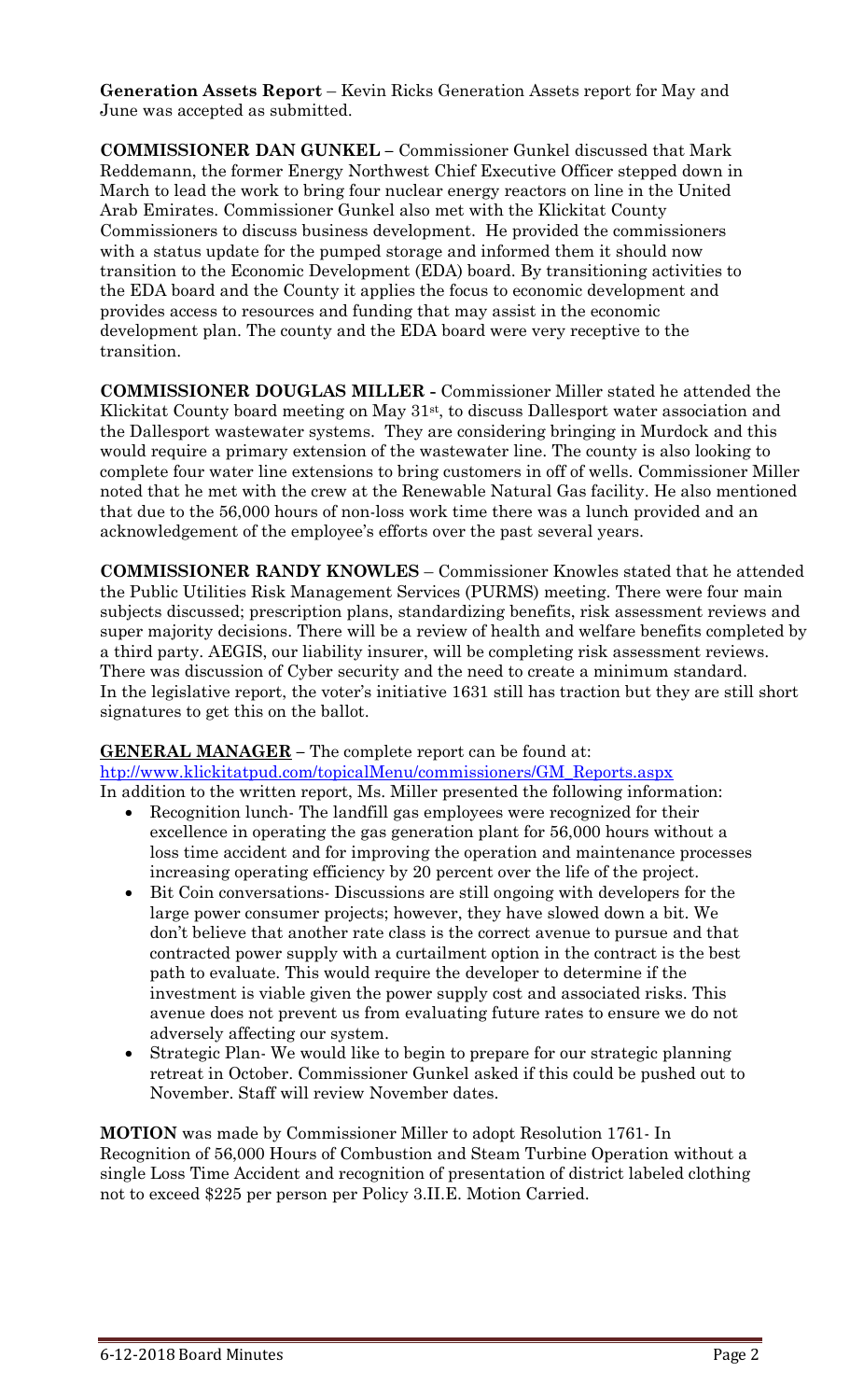**Generation Assets Report** – Kevin Ricks Generation Assets report for May and June was accepted as submitted.

**COMMISSIONER DAN GUNKEL –** Commissioner Gunkel discussed that Mark Reddemann, the former Energy Northwest Chief Executive Officer stepped down in March to lead the work to bring four nuclear energy reactors on line in the United Arab Emirates. Commissioner Gunkel also met with the Klickitat County Commissioners to discuss business development. He provided the commissioners with a status update for the pumped storage and informed them it should now transition to the Economic Development (EDA) board. By transitioning activities to the EDA board and the County it applies the focus to economic development and provides access to resources and funding that may assist in the economic development plan. The county and the EDA board were very receptive to the transition.

**COMMISSIONER DOUGLAS MILLER -** Commissioner Miller stated he attended the Klickitat County board meeting on May 31st, to discuss Dallesport water association and the Dallesport wastewater systems. They are considering bringing in Murdock and this would require a primary extension of the wastewater line. The county is also looking to complete four water line extensions to bring customers in off of wells. Commissioner Miller noted that he met with the crew at the Renewable Natural Gas facility. He also mentioned that due to the 56,000 hours of non-loss work time there was a lunch provided and an acknowledgement of the employee's efforts over the past several years.

**COMMISSIONER RANDY KNOWLES** – Commissioner Knowles stated that he attended the Public Utilities Risk Management Services (PURMS) meeting. There were four main subjects discussed; prescription plans, standardizing benefits, risk assessment reviews and super majority decisions. There will be a review of health and welfare benefits completed by a third party. AEGIS, our liability insurer, will be completing risk assessment reviews. There was discussion of Cyber security and the need to create a minimum standard. In the legislative report, the voter's initiative 1631 still has traction but they are still short signatures to get this on the ballot.

**GENERAL MANAGER –** The complete report can be found at: [http://www.klickitatpud.com/topicalMenu/commissioners/GM_Reports.aspx](http://www.klickitatpud.com/topicalMenu/commissioners/GM_Reports.aspx)

In addition to the written report, Ms. Miller presented the following information:

- Recognition lunch- The landfill gas employees were recognized for their excellence in operating the gas generation plant for 56,000 hours without a loss time accident and for improving the operation and maintenance processes increasing operating efficiency by 20 percent over the life of the project.
- Bit Coin conversations- Discussions are still ongoing with developers for the large power consumer projects; however, they have slowed down a bit. We don't believe that another rate class is the correct avenue to pursue and that contracted power supply with a curtailment option in the contract is the best path to evaluate. This would require the developer to determine if the investment is viable given the power supply cost and associated risks. This avenue does not prevent us from evaluating future rates to ensure we do not adversely affecting our system.
- Strategic Plan- We would like to begin to prepare for our strategic planning retreat in October. Commissioner Gunkel asked if this could be pushed out to November. Staff will review November dates.

**MOTION** was made by Commissioner Miller to adopt Resolution 1761- In Recognition of 56,000 Hours of Combustion and Steam Turbine Operation without a single Loss Time Accident and recognition of presentation of district labeled clothing not to exceed $225 per person per Policy 3.II.E. Motion Carried.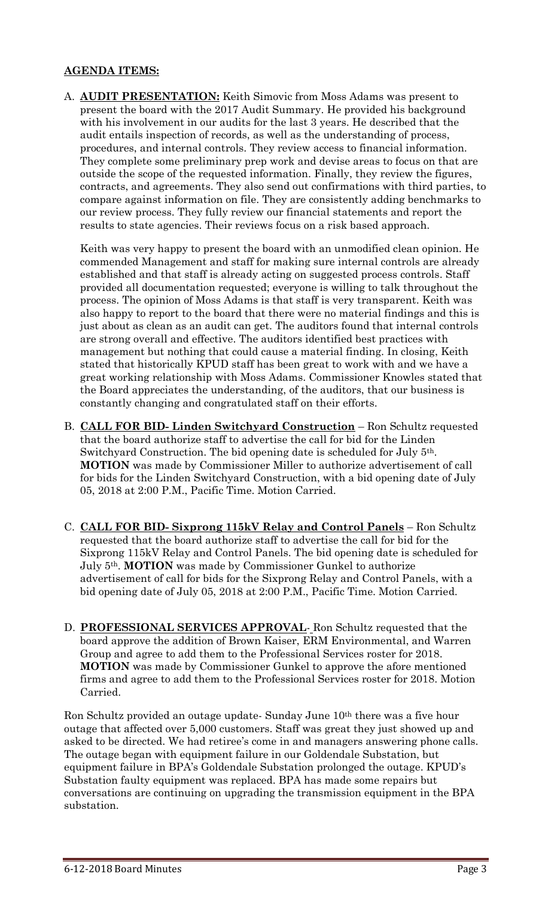**AGENDA ITEMS:**

A. **AUDIT PRESENTATION:** Keith Simovic from Moss Adams was present to present the board with the 2017 Audit Summary. He provided his background with his involvement in our audits for the last 3 years. He described that the audit entails inspection of records, as well as the understanding of process, procedures, and internal controls. They review access to financial information. They complete some preliminary prep work and devise areas to focus on that are outside the scope of the requested information. Finally, they review the figures, contracts, and agreements. They also send out confirmations with third parties, to compare against information on file. They are consistently adding benchmarks to our review process. They fully review our financial statements and report the results to state agencies. Their reviews focus on a risk based approach.

   Keith was very happy to present the board with an unmodified clean opinion. He commended Management and staff for making sure internal controls are already established and that staff is already acting on suggested process controls. Staff provided all documentation requested; everyone is willing to talk throughout the process. The opinion of Moss Adams is that staff is very transparent. Keith was also happy to report to the board that there were no material findings and this is just about as clean as an audit can get. The auditors found that internal controls are strong overall and effective. The auditors identified best practices with management but nothing that could cause a material finding. In closing, Keith stated that historically KPUD staff has been great to work with and we have a great working relationship with Moss Adams. Commissioner Knowles stated that the Board appreciates the understanding, of the auditors, that our business is constantly changing and congratulated staff on their efforts.

B. **CALL FOR BID- Linden Switchyard Construction** – Ron Schultz requested that the board authorize staff to advertise the call for bid for the Linden Switchyard Construction. The bid opening date is scheduled for July 5th. **MOTION** was made by Commissioner Miller to authorize advertisement of call for bids for the Linden Switchyard Construction, with a bid opening date of July 05, 2018 at 2:00 P.M., Pacific Time. Motion Carried.

C. **CALL FOR BID- Sixprong 115kV Relay and Control Panels** – Ron Schultz requested that the board authorize staff to advertise the call for bid for the Sixprong 115kV Relay and Control Panels. The bid opening date is scheduled for July 5th. **MOTION** was made by Commissioner Gunkel to authorize advertisement of call for bids for the Sixprong Relay and Control Panels, with a bid opening date of July 05, 2018 at 2:00 P.M., Pacific Time. Motion Carried.

D. **PROFESSIONAL SERVICES APPROVAL**- Ron Schultz requested that the board approve the addition of Brown Kaiser, ERM Environmental, and Warren Group and agree to add them to the Professional Services roster for 2018. **MOTION** was made by Commissioner Gunkel to approve the afore mentioned firms and agree to add them to the Professional Services roster for 2018. Motion Carried.

Ron Schultz provided an outage update- Sunday June 10th there was a five hour outage that affected over 5,000 customers. Staff was great they just showed up and asked to be directed. We had retiree's come in and managers answering phone calls. The outage began with equipment failure in our Goldendale Substation, but equipment failure in BPA's Goldendale Substation prolonged the outage. KPUD's Substation faulty equipment was replaced. BPA has made some repairs but conversations are continuing on upgrading the transmission equipment in the BPA substation.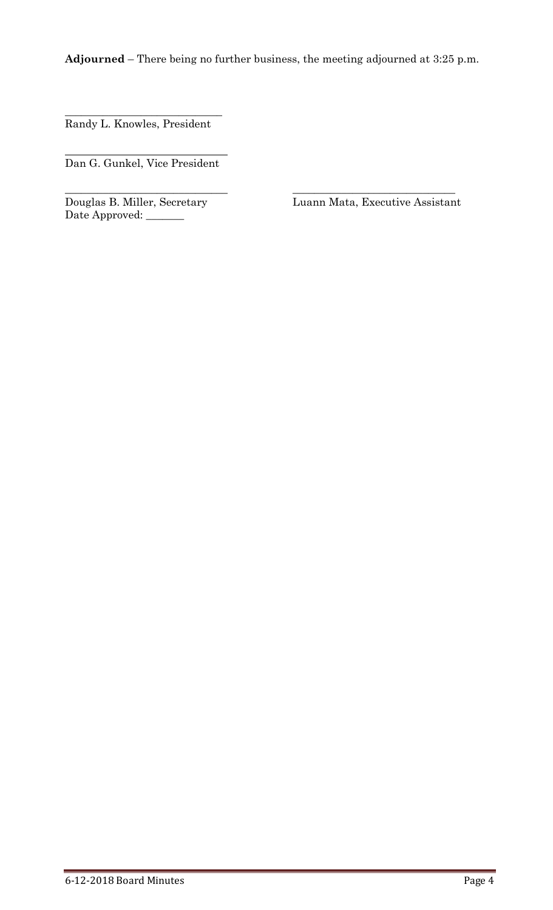**Adjourned** – There being no further business, the meeting adjourned at 3:25 p.m.

______________________________
Randy L. Knowles, President

______________________________
Dan G. Gunkel, Vice President

______________________________
Douglas B. Miller, Secretary
Date Approved: _______

______________________________
Luann Mata, Executive Assistant